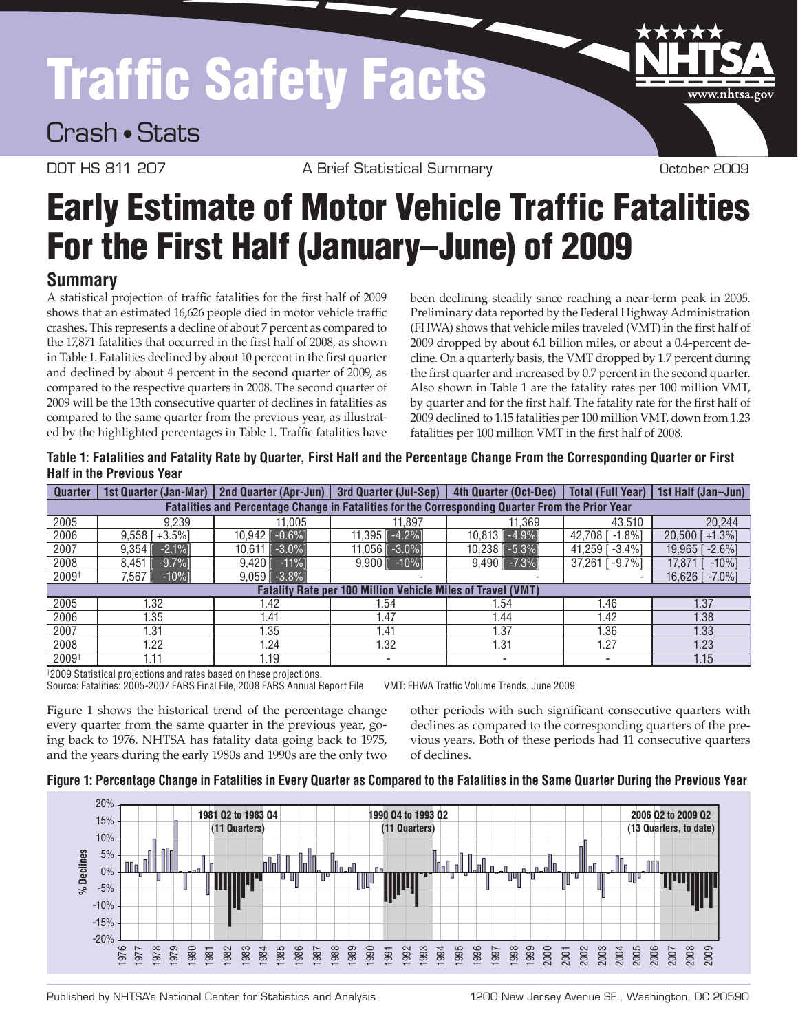# Traffic Safety Facts

## Crash • Stats

DOT HS 811 207 — A Brief Statistical Summary — October 2009

# Early Estimate of Motor Vehicle Traffic Fatalities For the First Half (January–June) of 2009

## Summary

A statistical projection of traffic fatalities for the first half of 2009 shows that an estimated 16,626 people died in motor vehicle traffic crashes. This represents a decline of about 7 percent as compared to the 17,871 fatalities that occurred in the first half of 2008, as shown in Table 1. Fatalities declined by about 10 percent in the first quarter and declined by about 4 percent in the second quarter of 2009, as compared to the respective quarters in 2008. The second quarter of 2009 will be the 13th consecutive quarter of declines in fatalities as compared to the same quarter from the previous year, as illustrated by the highlighted percentages in Table 1. Traffic fatalities have been declining steadily since reaching a near-term peak in 2005. Preliminary data reported by the Federal Highway Administration (FHWA) shows that vehicle miles traveled (VMT) in the first half of 2009 dropped by about 6.1 billion miles, or about a 0.4-percent decline. On a quarterly basis, the VMT dropped by 1.7 percent during the first quarter and increased by 0.7 percent in the second quarter. Also shown in Table 1 are the fatality rates per 100 million VMT, by quarter and for the first half. The fatality rate for the first half of 2009 declined to 1.15 fatalities per 100 million VMT, down from 1.23 fatalities per 100 million VMT in the first half of 2008.

**Table 1: Fatalities and Fatality Rate by Quarter, First Half and the Percentage Change From the Corresponding Quarter or First Half in the Previous Year**

| Quarter | 1st Quarter (Jan-Mar) | 2nd Quarter (Apr-Jun) | 3rd Quarter (Jul-Sep) | 4th Quarter (Oct-Dec) | Total (Full Year) | 1st Half (Jan–Jun) |
|---|---|---|---|---|---|---|
| **Fatalities and Percentage Change in Fatalities for the Corresponding Quarter From the Prior Year** | | | | | | |
| 2005 | 9,239 | 11,005 | 11,897 | 11,369 | 43,510 | 20,244 |
| 2006 | 9,558 [ +3.5%] | 10,942 [ -0.6%] | 11,395 [ -4.2%] | 10,813 [ -4.9%] | 42,708 [ -1.8%] | 20,500 [ +1.3%] |
| 2007 | 9,354 [ -2.1%] | 10,611 [ -3.0%] | 11,056 [ -3.0%] | 10,238 [ -5.3%] | 41,259 [ -3.4%] | 19,965 [ -2.6%] |
| 2008 | 8,451 [ -9.7%] | 9,420 [ -11%] | 9,900 [ -10%] | 9,490 [ -7.3%] | 37,261 [ -9.7%] | 17,871 [ -10%] |
| 2009† | 7,567 [ -10%] | 9,059 [ -3.8%] | - | - | - | 16,626 [ -7.0%] |
| **Fatality Rate per 100 Million Vehicle Miles of Travel (VMT)** | | | | | | |
| 2005 | 1.32 | 1.42 | 1.54 | 1.54 | 1.46 | 1.37 |
| 2006 | 1.35 | 1.41 | 1.47 | 1.44 | 1.42 | 1.38 |
| 2007 | 1.31 | 1.35 | 1.41 | 1.37 | 1.36 | 1.33 |
| 2008 | 1.22 | 1.24 | 1.32 | 1.31 | 1.27 | 1.23 |
| 2009† | 1.11 | 1.19 | - | - | - | 1.15 |

†2009 Statistical projections and rates based on these projections.
Source: Fatalities: 2005-2007 FARS Final File, 2008 FARS Annual Report File VMT: FHWA Traffic Volume Trends, June 2009

Figure 1 shows the historical trend of the percentage change every quarter from the same quarter in the previous year, going back to 1976. NHTSA has fatality data going back to 1975, and the years during the early 1980s and 1990s are the only two other periods with such significant consecutive quarters with declines as compared to the corresponding quarters of the previous years. Both of these periods had 11 consecutive quarters of declines.

**Figure 1: Percentage Change in Fatalities in Every Quarter as Compared to the Fatalities in the Same Quarter During the Previous Year**

Highlighted periods: 1981 Q2 to 1983 Q4 (11 Quarters); 1990 Q4 to 1993 Q2 (11 Quarters); 2006 Q2 to 2009 Q2 (13 Quarters, to date)

Published by NHTSA's National Center for Statistics and Analysis — 1200 New Jersey Avenue SE., Washington, DC 20590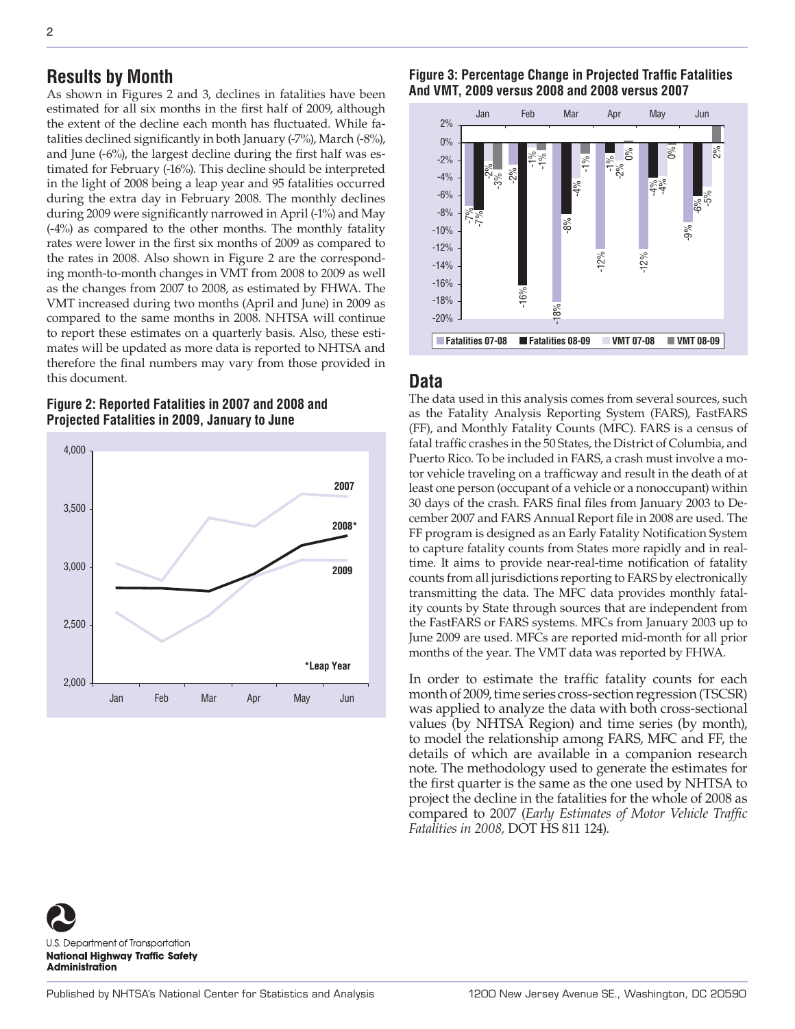## Results by Month

As shown in Figures 2 and 3, declines in fatalities have been estimated for all six months in the first half of 2009, although the extent of the decline each month has fluctuated. While fatalities declined significantly in both January (-7%), March (-8%), and June (-6%), the largest decline during the first half was estimated for February (-16%). This decline should be interpreted in the light of 2008 being a leap year and 95 fatalities occurred during the extra day in February 2008. The monthly declines during 2009 were significantly narrowed in April (-1%) and May (-4%) as compared to the other months. The monthly fatality rates were lower in the first six months of 2009 as compared to the rates in 2008. Also shown in Figure 2 are the corresponding month-to-month changes in VMT from 2008 to 2009 as well as the changes from 2007 to 2008, as estimated by FHWA. The VMT increased during two months (April and June) in 2009 as compared to the same months in 2008. NHTSA will continue to report these estimates on a quarterly basis. Also, these estimates will be updated as more data is reported to NHTSA and therefore the final numbers may vary from those provided in this document.

**Figure 2: Reported Fatalities in 2007 and 2008 and Projected Fatalities in 2009, January to June**

4,000
3,500
3,000
2,500
2,000
Jan Feb Mar Apr May Jun
2007
2008*
2009
*Leap Year

**Figure 3: Percentage Change in Projected Traffic Fatalities And VMT, 2009 versus 2008 and 2008 versus 2007**

Jan Feb Mar Apr May Jun
2% 0% -2% -4% -6% -8% -10% -12% -14% -16% -18% -20%
Jan: -7% -7% -2% -3%
Feb: -2% -16% -1% -1%
Mar: -18% -8% -4% -1%
Apr: -12% -1% -2% 0%
May: -12% -4% -4% 0%
Jun: -9% -6% -5% 2%
Fatalities 07-08 Fatalities 08-09 VMT 07-08 VMT 08-09

## Data

The data used in this analysis comes from several sources, such as the Fatality Analysis Reporting System (FARS), FastFARS (FF), and Monthly Fatality Counts (MFC). FARS is a census of fatal traffic crashes in the 50 States, the District of Columbia, and Puerto Rico. To be included in FARS, a crash must involve a motor vehicle traveling on a trafficway and result in the death of at least one person (occupant of a vehicle or a nonoccupant) within 30 days of the crash. FARS final files from January 2003 to December 2007 and FARS Annual Report file in 2008 are used. The FF program is designed as an Early Fatality Notification System to capture fatality counts from States more rapidly and in real-time. It aims to provide near-real-time notification of fatality counts from all jurisdictions reporting to FARS by electronically transmitting the data. The MFC data provides monthly fatality counts by State through sources that are independent from the FastFARS or FARS systems. MFCs from January 2003 up to June 2009 are used. MFCs are reported mid-month for all prior months of the year. The VMT data was reported by FHWA.

In order to estimate the traffic fatality counts for each month of 2009, time series cross-section regression (TSCSR) was applied to analyze the data with both cross-sectional values (by NHTSA Region) and time series (by month), to model the relationship among FARS, MFC and FF, the details of which are available in a companion research note. The methodology used to generate the estimates for the first quarter is the same as the one used by NHTSA to project the decline in the fatalities for the whole of 2008 as compared to 2007 (*Early Estimates of Motor Vehicle Traffic Fatalities in 2008,* DOT HS 811 124).

U.S. Department of Transportation
**National Highway Traffic Safety Administration**

Published by NHTSA's National Center for Statistics and Analysis 1200 New Jersey Avenue SE., Washington, DC 20590